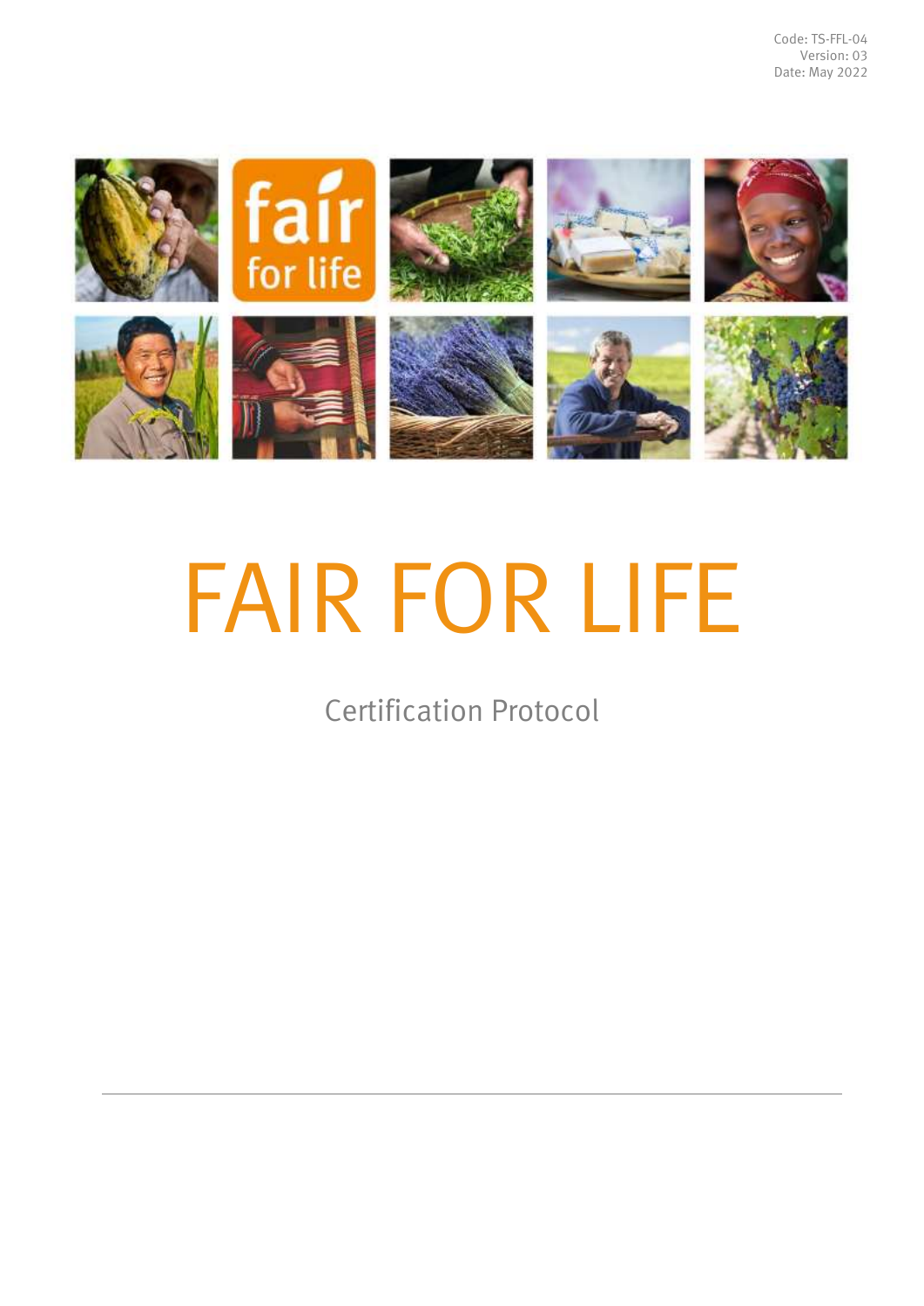Code: TS-FFL-04
Version: 03
Date: May 2022

# FAIR FOR LIFE

## Certification Protocol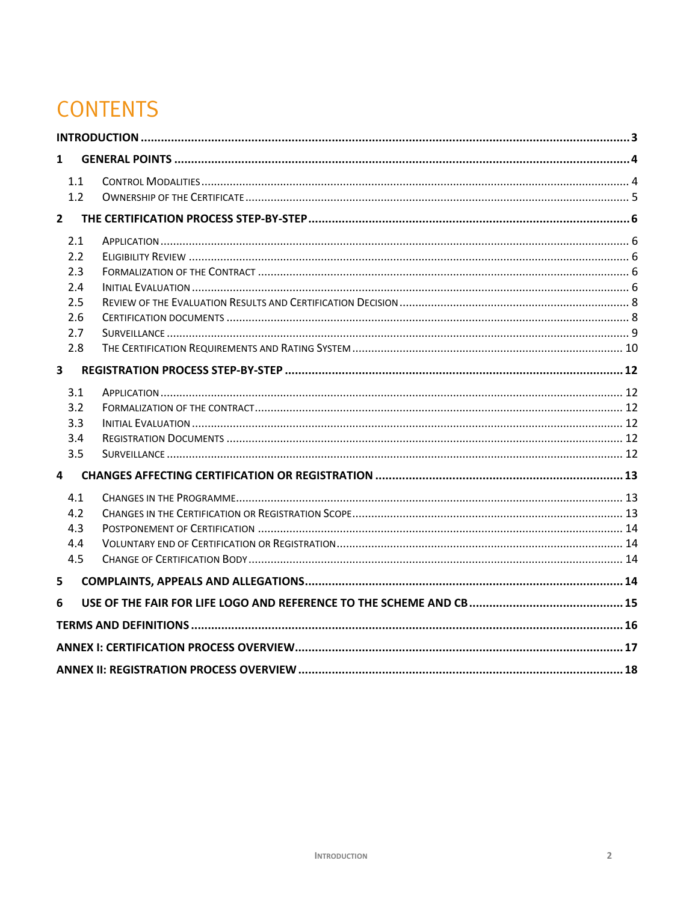# CONTENTS

**INTRODUCTION** ........ **3**

**1 GENERAL POINTS** ........ **4**

- 1.1 Control Modalities ........ 4
- 1.2 Ownership of the Certificate ........ 5

**2 THE CERTIFICATION PROCESS STEP-BY-STEP** ........ **6**

- 2.1 Application ........ 6
- 2.2 Eligibility Review ........ 6
- 2.3 Formalization of the Contract ........ 6
- 2.4 Initial Evaluation ........ 6
- 2.5 Review of the Evaluation Results and Certification Decision ........ 8
- 2.6 Certification documents ........ 8
- 2.7 Surveillance ........ 9
- 2.8 The Certification Requirements and Rating System ........ 10

**3 REGISTRATION PROCESS STEP-BY-STEP** ........ **12**

- 3.1 Application ........ 12
- 3.2 Formalization of the contract ........ 12
- 3.3 Initial Evaluation ........ 12
- 3.4 Registration Documents ........ 12
- 3.5 Surveillance ........ 12

**4 CHANGES AFFECTING CERTIFICATION OR REGISTRATION** ........ **13**

- 4.1 Changes in the Programme ........ 13
- 4.2 Changes in the Certification or Registration Scope ........ 13
- 4.3 Postponement of Certification ........ 14
- 4.4 Voluntary end of Certification or Registration ........ 14
- 4.5 Change of Certification Body ........ 14

**5 COMPLAINTS, APPEALS AND ALLEGATIONS** ........ **14**

**6 USE OF THE FAIR FOR LIFE LOGO AND REFERENCE TO THE SCHEME AND CB** ........ **15**

**TERMS AND DEFINITIONS** ........ **16**

**ANNEX I: CERTIFICATION PROCESS OVERVIEW** ........ **17**

**ANNEX II: REGISTRATION PROCESS OVERVIEW** ........ **18**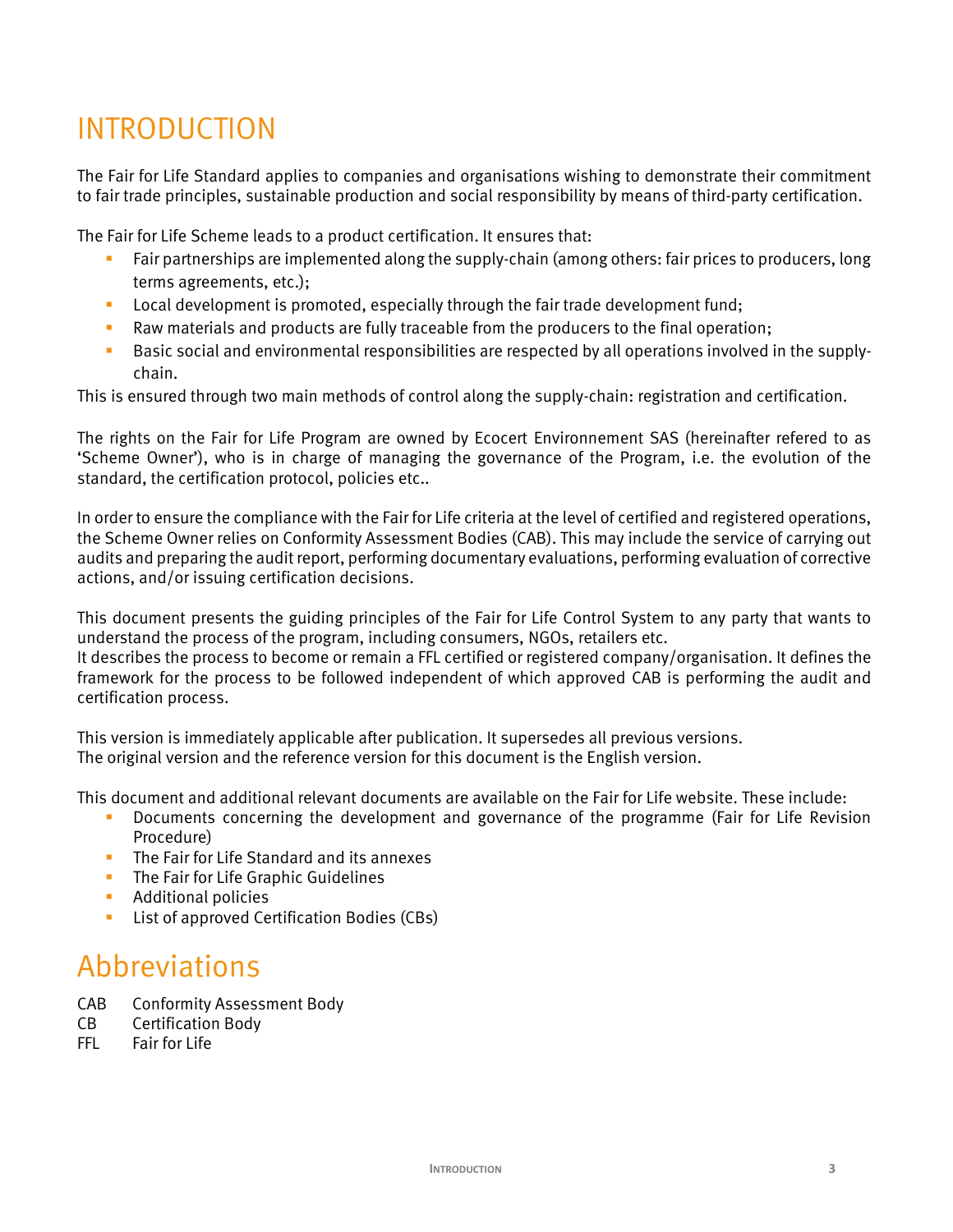# INTRODUCTION

The Fair for Life Standard applies to companies and organisations wishing to demonstrate their commitment to fair trade principles, sustainable production and social responsibility by means of third-party certification.

The Fair for Life Scheme leads to a product certification. It ensures that:

- Fair partnerships are implemented along the supply-chain (among others: fair prices to producers, long terms agreements, etc.);
- Local development is promoted, especially through the fair trade development fund;
- Raw materials and products are fully traceable from the producers to the final operation;
- Basic social and environmental responsibilities are respected by all operations involved in the supply-chain.

This is ensured through two main methods of control along the supply-chain: registration and certification.

The rights on the Fair for Life Program are owned by Ecocert Environnement SAS (hereinafter refered to as 'Scheme Owner'), who is in charge of managing the governance of the Program, i.e. the evolution of the standard, the certification protocol, policies etc..

In order to ensure the compliance with the Fair for Life criteria at the level of certified and registered operations, the Scheme Owner relies on Conformity Assessment Bodies (CAB). This may include the service of carrying out audits and preparing the audit report, performing documentary evaluations, performing evaluation of corrective actions, and/or issuing certification decisions.

This document presents the guiding principles of the Fair for Life Control System to any party that wants to understand the process of the program, including consumers, NGOs, retailers etc.
It describes the process to become or remain a FFL certified or registered company/organisation. It defines the framework for the process to be followed independent of which approved CAB is performing the audit and certification process.

This version is immediately applicable after publication. It supersedes all previous versions.
The original version and the reference version for this document is the English version.

This document and additional relevant documents are available on the Fair for Life website. These include:

- Documents concerning the development and governance of the programme (Fair for Life Revision Procedure)
- The Fair for Life Standard and its annexes
- The Fair for Life Graphic Guidelines
- Additional policies
- List of approved Certification Bodies (CBs)

# Abbreviations

CAB Conformity Assessment Body
CB Certification Body
FFL Fair for Life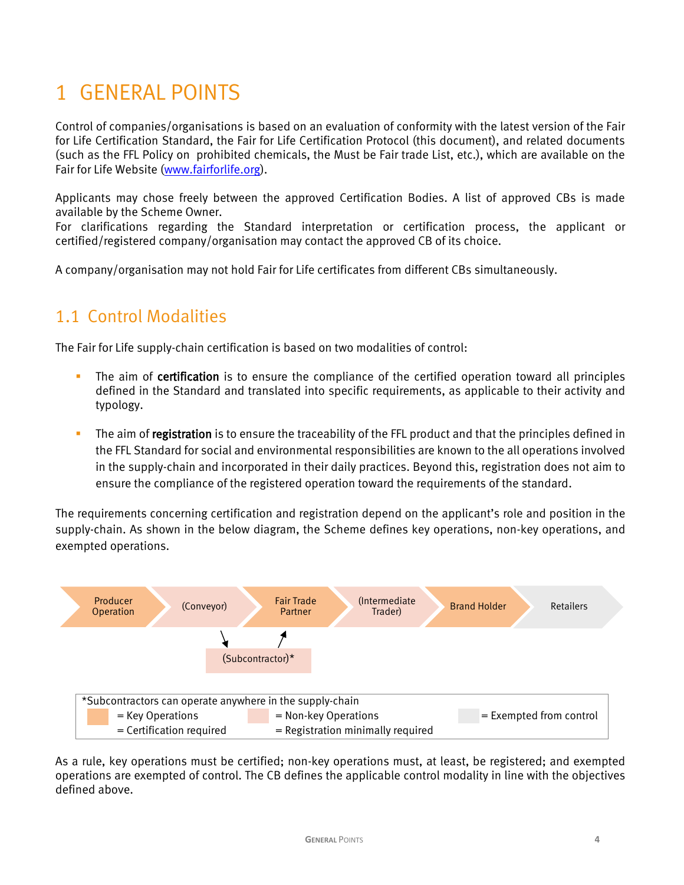# 1 GENERAL POINTS

Control of companies/organisations is based on an evaluation of conformity with the latest version of the Fair for Life Certification Standard, the Fair for Life Certification Protocol (this document), and related documents (such as the FFL Policy on prohibited chemicals, the Must be Fair trade List, etc.), which are available on the Fair for Life Website (www.fairforlife.org).

Applicants may chose freely between the approved Certification Bodies. A list of approved CBs is made available by the Scheme Owner.
For clarifications regarding the Standard interpretation or certification process, the applicant or certified/registered company/organisation may contact the approved CB of its choice.

A company/organisation may not hold Fair for Life certificates from different CBs simultaneously.

## 1.1 Control Modalities

The Fair for Life supply-chain certification is based on two modalities of control:

- The aim of **certification** is to ensure the compliance of the certified operation toward all principles defined in the Standard and translated into specific requirements, as applicable to their activity and typology.
- The aim of **registration** is to ensure the traceability of the FFL product and that the principles defined in the FFL Standard for social and environmental responsibilities are known to the all operations involved in the supply-chain and incorporated in their daily practices. Beyond this, registration does not aim to ensure the compliance of the registered operation toward the requirements of the standard.

The requirements concerning certification and registration depend on the applicant's role and position in the supply-chain. As shown in the below diagram, the Scheme defines key operations, non-key operations, and exempted operations.

Producer Operation → (Conveyor) → Fair Trade Partner → (Intermediate Trader) → Brand Holder → Retailers

(Subcontractor)*

*Subcontractors can operate anywhere in the supply-chain

= Key Operations = Certification required

= Non-key Operations = Registration minimally required

= Exempted from control

As a rule, key operations must be certified; non-key operations must, at least, be registered; and exempted operations are exempted of control. The CB defines the applicable control modality in line with the objectives defined above.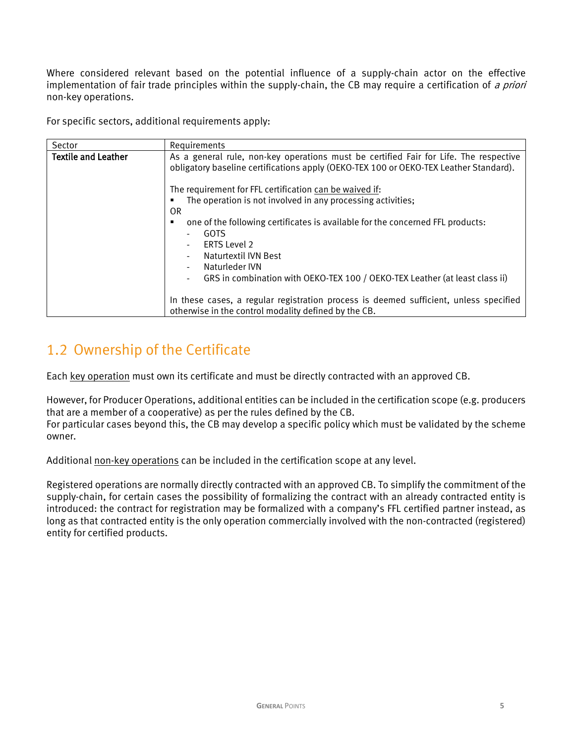Where considered relevant based on the potential influence of a supply-chain actor on the effective implementation of fair trade principles within the supply-chain, the CB may require a certification of *a priori* non-key operations.

For specific sectors, additional requirements apply:

| Sector | Requirements |
|---|---|
| **Textile and Leather** | As a general rule, non-key operations must be certified Fair for Life. The respective obligatory baseline certifications apply (OEKO-TEX 100 or OEKO-TEX Leather Standard).<br><br>The requirement for FFL certification can be waived if:<br>▪ The operation is not involved in any processing activities;<br>OR<br>▪ one of the following certificates is available for the concerned FFL products:<br>- GOTS<br>- ERTS Level 2<br>- Naturtextil IVN Best<br>- Naturleder IVN<br>- GRS in combination with OEKO-TEX 100 / OEKO-TEX Leather (at least class ii)<br><br>In these cases, a regular registration process is deemed sufficient, unless specified otherwise in the control modality defined by the CB. |

## 1.2 Ownership of the Certificate

Each key operation must own its certificate and must be directly contracted with an approved CB.

However, for Producer Operations, additional entities can be included in the certification scope (e.g. producers that are a member of a cooperative) as per the rules defined by the CB.
For particular cases beyond this, the CB may develop a specific policy which must be validated by the scheme owner.

Additional non-key operations can be included in the certification scope at any level.

Registered operations are normally directly contracted with an approved CB. To simplify the commitment of the supply-chain, for certain cases the possibility of formalizing the contract with an already contracted entity is introduced: the contract for registration may be formalized with a company's FFL certified partner instead, as long as that contracted entity is the only operation commercially involved with the non-contracted (registered) entity for certified products.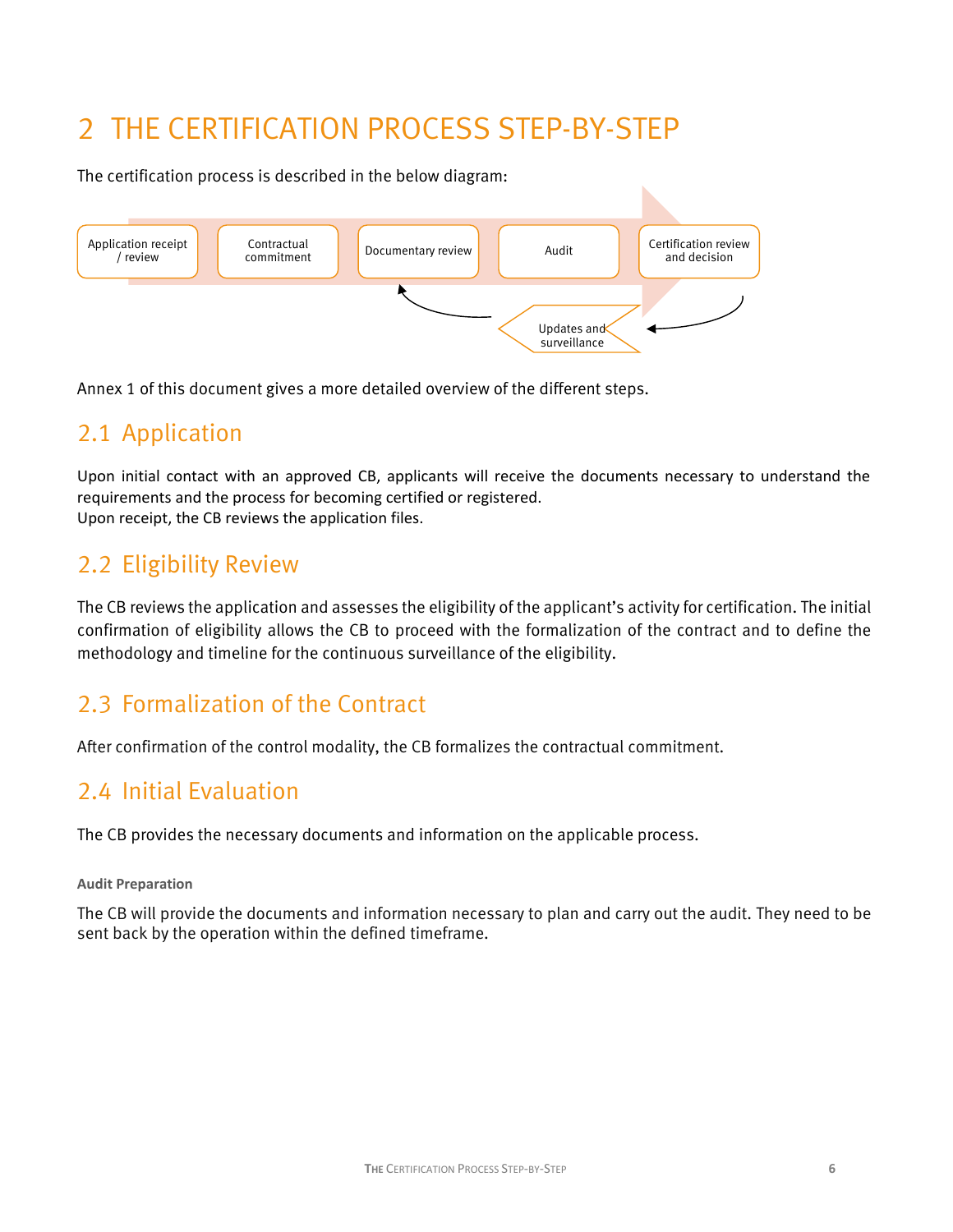# 2 THE CERTIFICATION PROCESS STEP-BY-STEP

The certification process is described in the below diagram:

Application receipt / review → Contractual commitment → Documentary review → Audit → Certification review and decision

Updates and surveillance

Annex 1 of this document gives a more detailed overview of the different steps.

## 2.1 Application

Upon initial contact with an approved CB, applicants will receive the documents necessary to understand the requirements and the process for becoming certified or registered.
Upon receipt, the CB reviews the application files.

## 2.2 Eligibility Review

The CB reviews the application and assesses the eligibility of the applicant's activity for certification. The initial confirmation of eligibility allows the CB to proceed with the formalization of the contract and to define the methodology and timeline for the continuous surveillance of the eligibility.

## 2.3 Formalization of the Contract

After confirmation of the control modality, the CB formalizes the contractual commitment.

## 2.4 Initial Evaluation

The CB provides the necessary documents and information on the applicable process.

**Audit Preparation**

The CB will provide the documents and information necessary to plan and carry out the audit. They need to be sent back by the operation within the defined timeframe.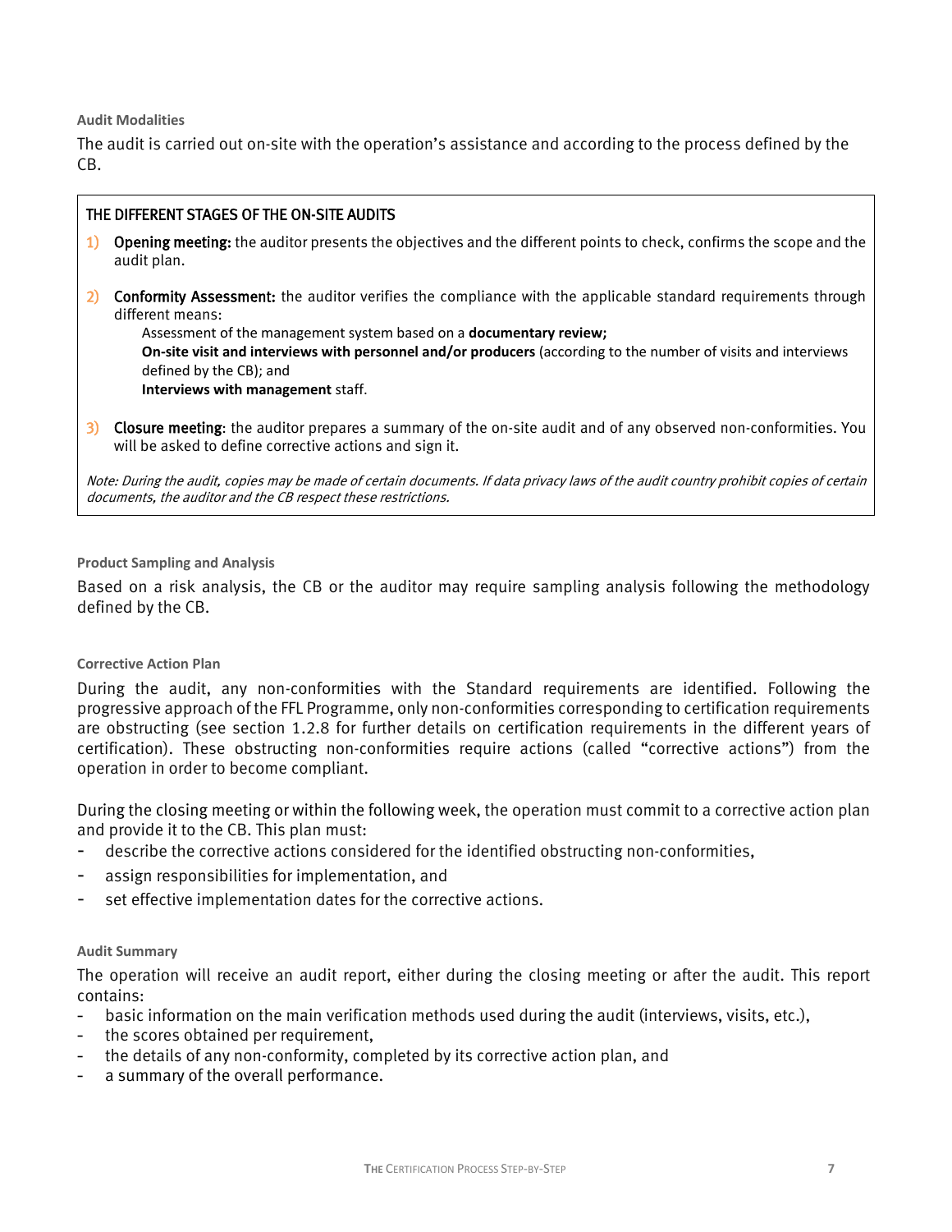#### Audit Modalities

The audit is carried out on-site with the operation's assistance and according to the process defined by the CB.

> **THE DIFFERENT STAGES OF THE ON-SITE AUDITS**
>
> 1) **Opening meeting:** the auditor presents the objectives and the different points to check, confirms the scope and the audit plan.
>
> 2) **Conformity Assessment:** the auditor verifies the compliance with the applicable standard requirements through different means:
>    - Assessment of the management system based on a **documentary review;**
>    - **On-site visit and interviews with personnel and/or producers** (according to the number of visits and interviews defined by the CB); and
>    - **Interviews with management** staff.
>
> 3) **Closure meeting**: the auditor prepares a summary of the on-site audit and of any observed non-conformities. You will be asked to define corrective actions and sign it.
>
> *Note: During the audit, copies may be made of certain documents. If data privacy laws of the audit country prohibit copies of certain documents, the auditor and the CB respect these restrictions.*

#### Product Sampling and Analysis

Based on a risk analysis, the CB or the auditor may require sampling analysis following the methodology defined by the CB.

#### Corrective Action Plan

During the audit, any non-conformities with the Standard requirements are identified. Following the progressive approach of the FFL Programme, only non-conformities corresponding to certification requirements are obstructing (see section 1.2.8 for further details on certification requirements in the different years of certification). These obstructing non-conformities require actions (called "corrective actions") from the operation in order to become compliant.

During the closing meeting or within the following week, the operation must commit to a corrective action plan and provide it to the CB. This plan must:

- describe the corrective actions considered for the identified obstructing non-conformities,
- assign responsibilities for implementation, and
- set effective implementation dates for the corrective actions.

#### Audit Summary

The operation will receive an audit report, either during the closing meeting or after the audit. This report contains:

- basic information on the main verification methods used during the audit (interviews, visits, etc.),
- the scores obtained per requirement,
- the details of any non-conformity, completed by its corrective action plan, and
- a summary of the overall performance.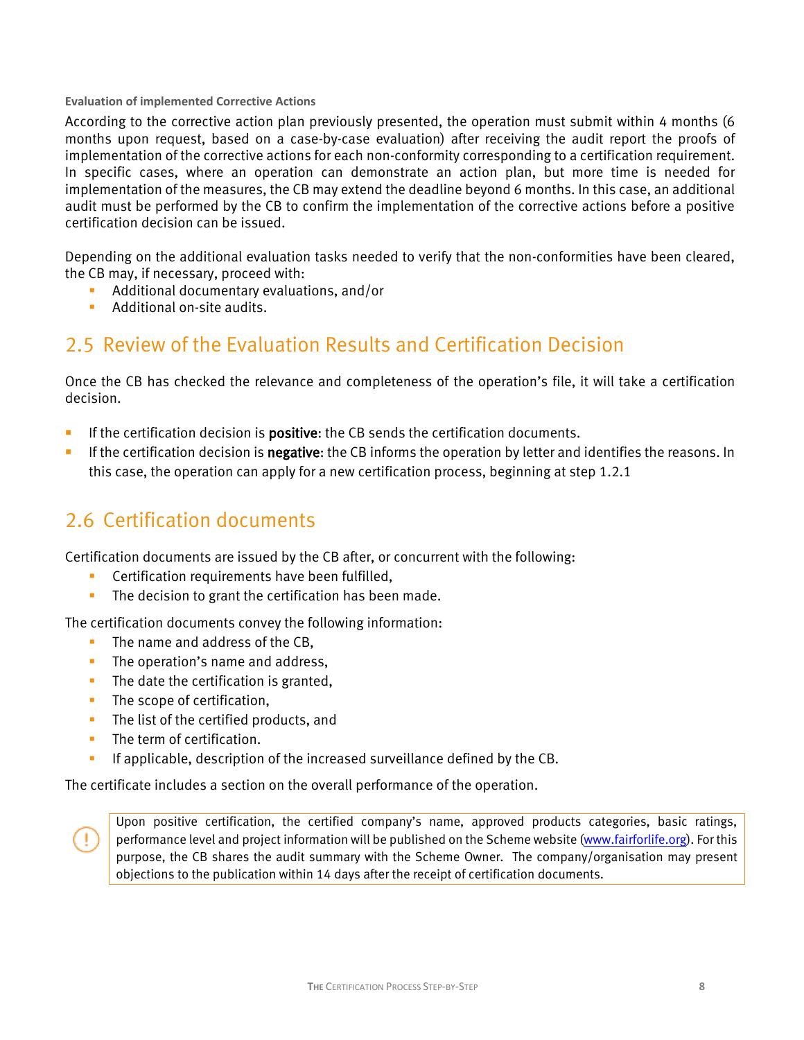#### Evaluation of implemented Corrective Actions

According to the corrective action plan previously presented, the operation must submit within 4 months (6 months upon request, based on a case-by-case evaluation) after receiving the audit report the proofs of implementation of the corrective actions for each non-conformity corresponding to a certification requirement. In specific cases, where an operation can demonstrate an action plan, but more time is needed for implementation of the measures, the CB may extend the deadline beyond 6 months. In this case, an additional audit must be performed by the CB to confirm the implementation of the corrective actions before a positive certification decision can be issued.

Depending on the additional evaluation tasks needed to verify that the non-conformities have been cleared, the CB may, if necessary, proceed with:

- Additional documentary evaluations, and/or
- Additional on-site audits.

## 2.5 Review of the Evaluation Results and Certification Decision

Once the CB has checked the relevance and completeness of the operation's file, it will take a certification decision.

- If the certification decision is **positive**: the CB sends the certification documents.
- If the certification decision is **negative**: the CB informs the operation by letter and identifies the reasons. In this case, the operation can apply for a new certification process, beginning at step 1.2.1

## 2.6 Certification documents

Certification documents are issued by the CB after, or concurrent with the following:

- Certification requirements have been fulfilled,
- The decision to grant the certification has been made.

The certification documents convey the following information:

- The name and address of the CB,
- The operation's name and address,
- The date the certification is granted,
- The scope of certification,
- The list of the certified products, and
- The term of certification.
- If applicable, description of the increased surveillance defined by the CB.

The certificate includes a section on the overall performance of the operation.

> Upon positive certification, the certified company's name, approved products categories, basic ratings, performance level and project information will be published on the Scheme website (www.fairforlife.org). For this purpose, the CB shares the audit summary with the Scheme Owner. The company/organisation may present objections to the publication within 14 days after the receipt of certification documents.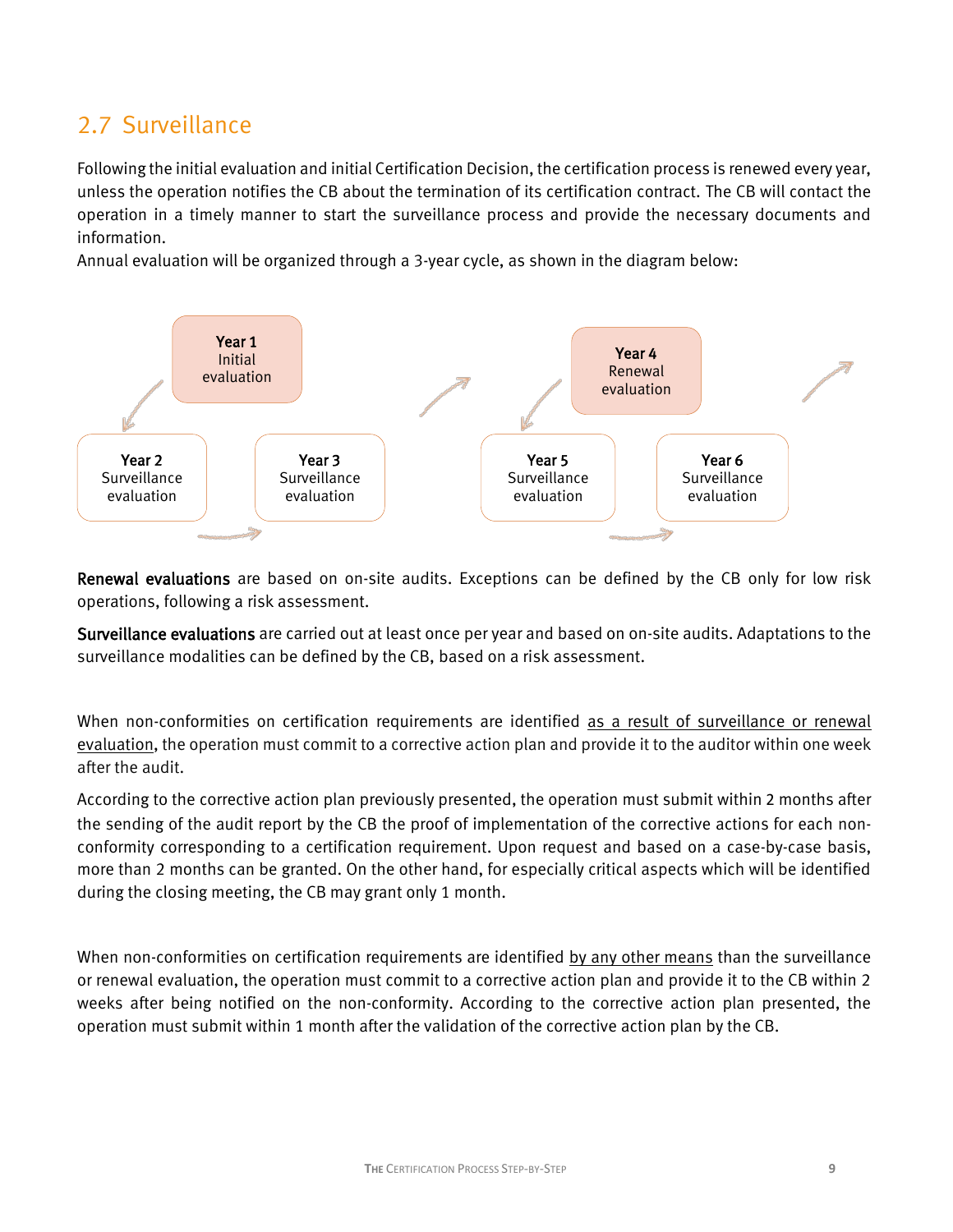## 2.7 Surveillance

Following the initial evaluation and initial Certification Decision, the certification process is renewed every year, unless the operation notifies the CB about the termination of its certification contract. The CB will contact the operation in a timely manner to start the surveillance process and provide the necessary documents and information.

Annual evaluation will be organized through a 3-year cycle, as shown in the diagram below:

**Year 1** Initial evaluation → **Year 2** Surveillance evaluation → **Year 3** Surveillance evaluation → **Year 4** Renewal evaluation → **Year 5** Surveillance evaluation → **Year 6** Surveillance evaluation →

**Renewal evaluations** are based on on-site audits. Exceptions can be defined by the CB only for low risk operations, following a risk assessment.

**Surveillance evaluations** are carried out at least once per year and based on on-site audits. Adaptations to the surveillance modalities can be defined by the CB, based on a risk assessment.

When non-conformities on certification requirements are identified as a result of surveillance or renewal evaluation, the operation must commit to a corrective action plan and provide it to the auditor within one week after the audit.

According to the corrective action plan previously presented, the operation must submit within 2 months after the sending of the audit report by the CB the proof of implementation of the corrective actions for each non-conformity corresponding to a certification requirement. Upon request and based on a case-by-case basis, more than 2 months can be granted. On the other hand, for especially critical aspects which will be identified during the closing meeting, the CB may grant only 1 month.

When non-conformities on certification requirements are identified by any other means than the surveillance or renewal evaluation, the operation must commit to a corrective action plan and provide it to the CB within 2 weeks after being notified on the non-conformity. According to the corrective action plan presented, the operation must submit within 1 month after the validation of the corrective action plan by the CB.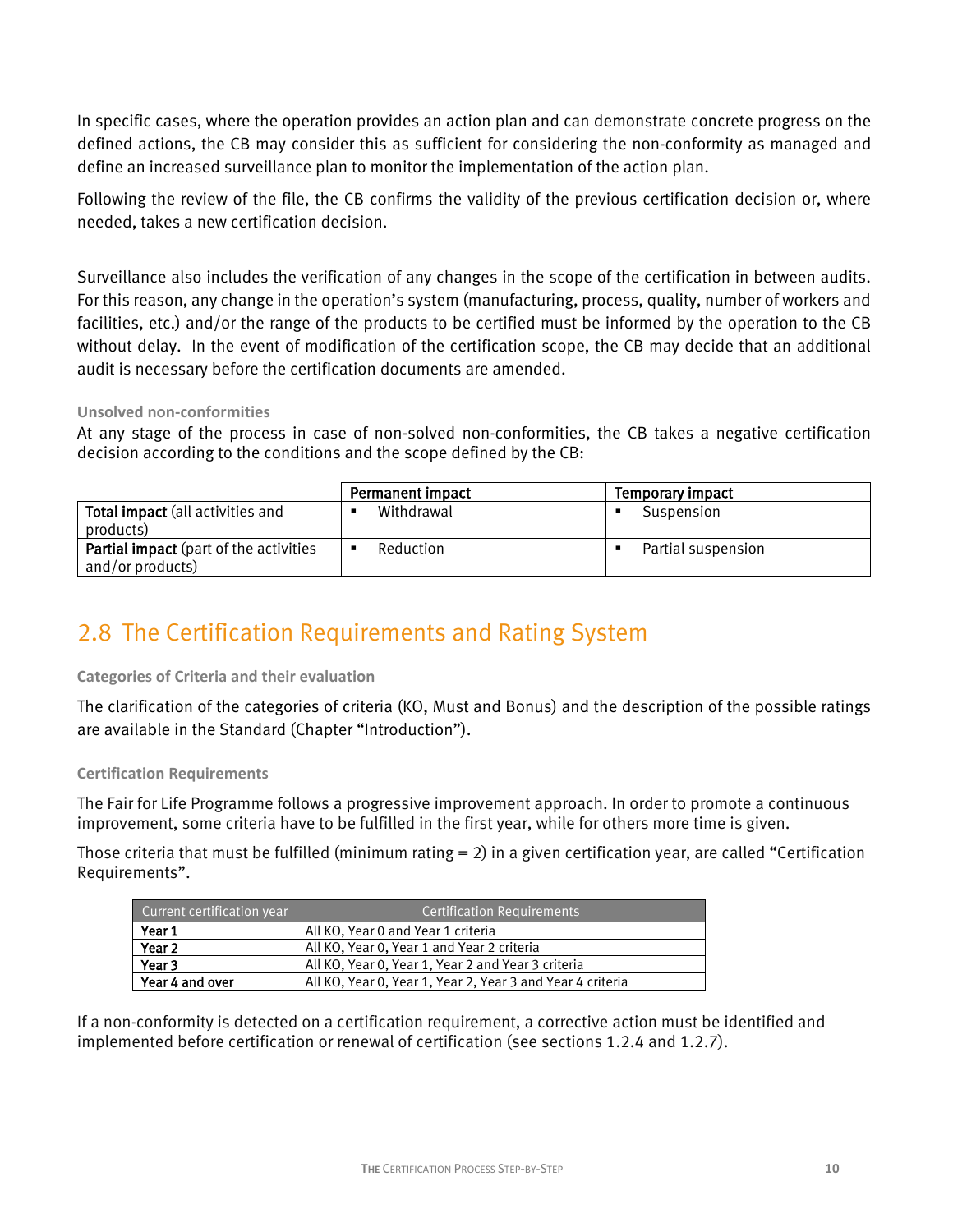In specific cases, where the operation provides an action plan and can demonstrate concrete progress on the defined actions, the CB may consider this as sufficient for considering the non-conformity as managed and define an increased surveillance plan to monitor the implementation of the action plan.

Following the review of the file, the CB confirms the validity of the previous certification decision or, where needed, takes a new certification decision.

Surveillance also includes the verification of any changes in the scope of the certification in between audits. For this reason, any change in the operation's system (manufacturing, process, quality, number of workers and facilities, etc.) and/or the range of the products to be certified must be informed by the operation to the CB without delay. In the event of modification of the certification scope, the CB may decide that an additional audit is necessary before the certification documents are amended.

#### Unsolved non-conformities

At any stage of the process in case of non-solved non-conformities, the CB takes a negative certification decision according to the conditions and the scope defined by the CB:

| | Permanent impact | Temporary impact |
|---|---|---|
| **Total impact** (all activities and products) | ▪ Withdrawal | ▪ Suspension |
| **Partial impact** (part of the activities and/or products) | ▪ Reduction | ▪ Partial suspension |

## 2.8 The Certification Requirements and Rating System

#### Categories of Criteria and their evaluation

The clarification of the categories of criteria (KO, Must and Bonus) and the description of the possible ratings are available in the Standard (Chapter "Introduction").

#### Certification Requirements

The Fair for Life Programme follows a progressive improvement approach. In order to promote a continuous improvement, some criteria have to be fulfilled in the first year, while for others more time is given.

Those criteria that must be fulfilled (minimum rating = 2) in a given certification year, are called "Certification Requirements".

| Current certification year | Certification Requirements |
|---|---|
| **Year 1** | All KO, Year 0 and Year 1 criteria |
| **Year 2** | All KO, Year 0, Year 1 and Year 2 criteria |
| **Year 3** | All KO, Year 0, Year 1, Year 2 and Year 3 criteria |
| **Year 4 and over** | All KO, Year 0, Year 1, Year 2, Year 3 and Year 4 criteria |

If a non-conformity is detected on a certification requirement, a corrective action must be identified and implemented before certification or renewal of certification (see sections 1.2.4 and 1.2.7).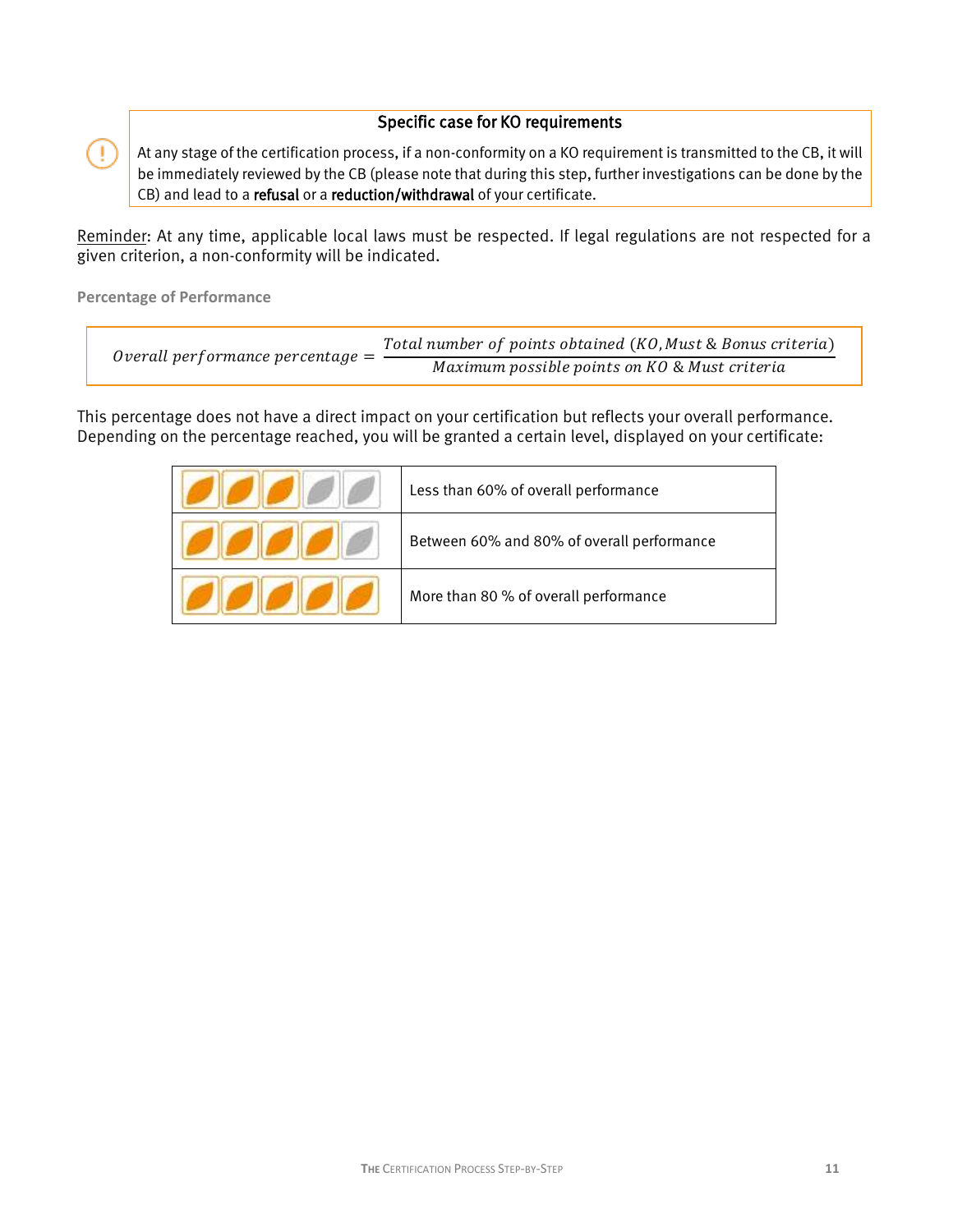> **Specific case for KO requirements**
>
> At any stage of the certification process, if a non-conformity on a KO requirement is transmitted to the CB, it will be immediately reviewed by the CB (please note that during this step, further investigations can be done by the CB) and lead to a **refusal** or a **reduction/withdrawal** of your certificate.

Reminder: At any time, applicable local laws must be respected. If legal regulations are not respected for a given criterion, a non-conformity will be indicated.

### Percentage of Performance

$$Overall\ performance\ percentage = \frac{Total\ number\ of\ points\ obtained\ (KO, Must\ \&\ Bonus\ criteria)}{Maximum\ possible\ points\ on\ KO\ \&\ Must\ criteria}$$

This percentage does not have a direct impact on your certification but reflects your overall performance. Depending on the percentage reached, you will be granted a certain level, displayed on your certificate:

| Level | Overall performance |
|---|---|
| 3 of 5 leaves | Less than 60% of overall performance |
| 4 of 5 leaves | Between 60% and 80% of overall performance |
| 5 of 5 leaves | More than 80 % of overall performance |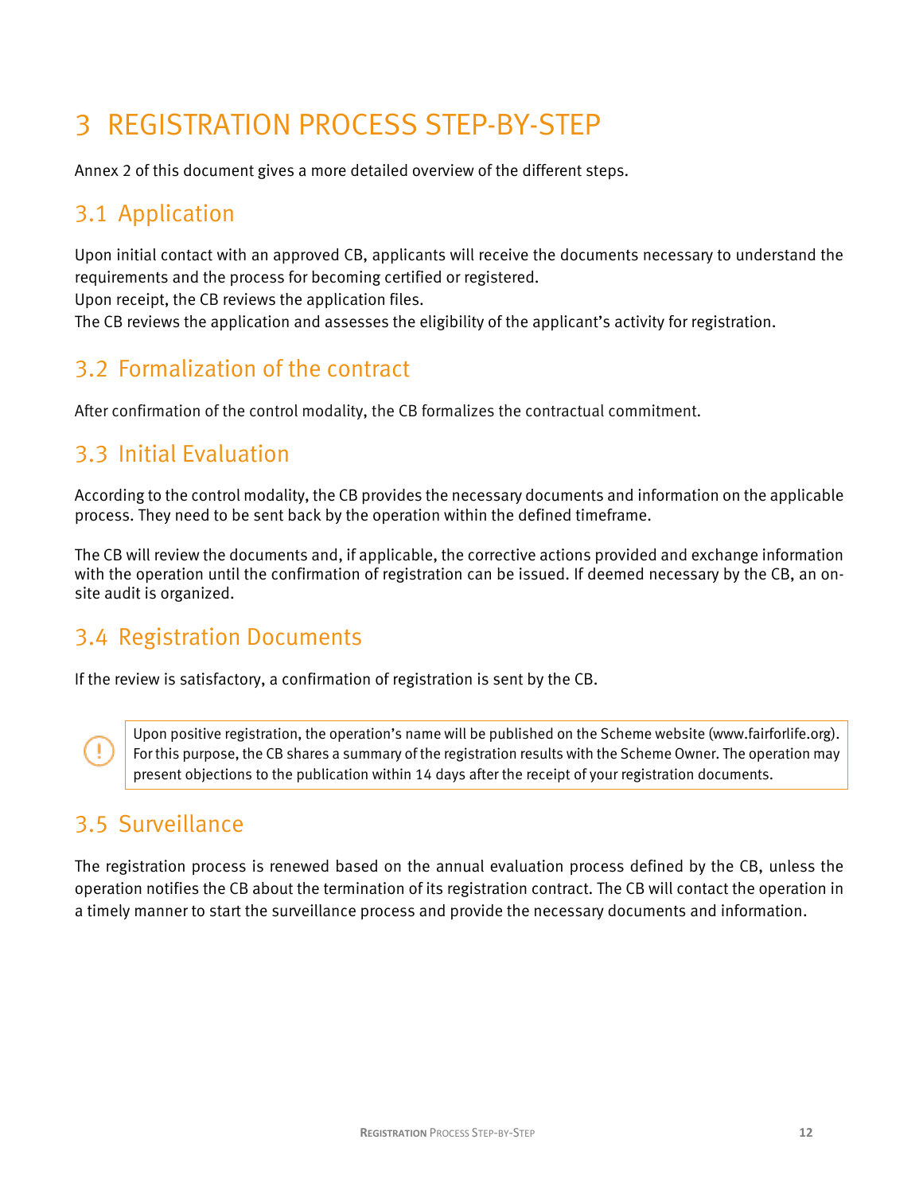# 3 REGISTRATION PROCESS STEP-BY-STEP

Annex 2 of this document gives a more detailed overview of the different steps.

## 3.1 Application

Upon initial contact with an approved CB, applicants will receive the documents necessary to understand the requirements and the process for becoming certified or registered.
Upon receipt, the CB reviews the application files.
The CB reviews the application and assesses the eligibility of the applicant's activity for registration.

## 3.2 Formalization of the contract

After confirmation of the control modality, the CB formalizes the contractual commitment.

## 3.3 Initial Evaluation

According to the control modality, the CB provides the necessary documents and information on the applicable process. They need to be sent back by the operation within the defined timeframe.

The CB will review the documents and, if applicable, the corrective actions provided and exchange information with the operation until the confirmation of registration can be issued. If deemed necessary by the CB, an on-site audit is organized.

## 3.4 Registration Documents

If the review is satisfactory, a confirmation of registration is sent by the CB.

> Upon positive registration, the operation's name will be published on the Scheme website (www.fairforlife.org). For this purpose, the CB shares a summary of the registration results with the Scheme Owner. The operation may present objections to the publication within 14 days after the receipt of your registration documents.

## 3.5 Surveillance

The registration process is renewed based on the annual evaluation process defined by the CB, unless the operation notifies the CB about the termination of its registration contract. The CB will contact the operation in a timely manner to start the surveillance process and provide the necessary documents and information.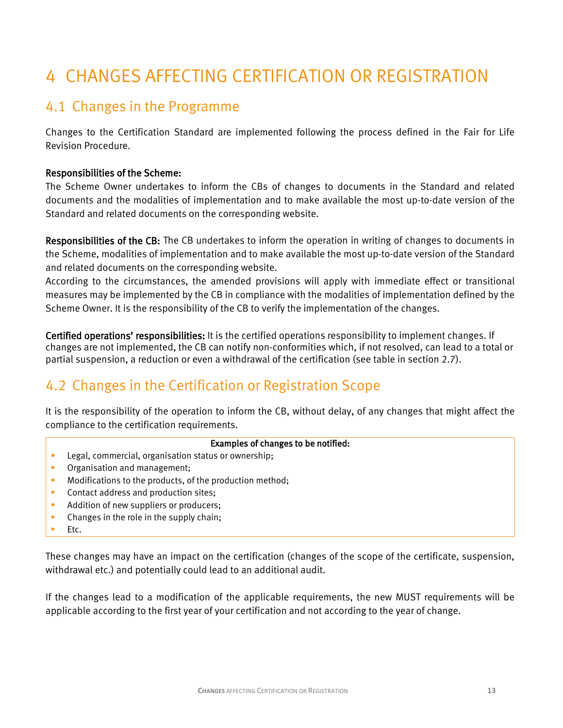# 4 CHANGES AFFECTING CERTIFICATION OR REGISTRATION

## 4.1 Changes in the Programme

Changes to the Certification Standard are implemented following the process defined in the Fair for Life Revision Procedure.

**Responsibilities of the Scheme:**
The Scheme Owner undertakes to inform the CBs of changes to documents in the Standard and related documents and the modalities of implementation and to make available the most up-to-date version of the Standard and related documents on the corresponding website.

**Responsibilities of the CB:** The CB undertakes to inform the operation in writing of changes to documents in the Scheme, modalities of implementation and to make available the most up-to-date version of the Standard and related documents on the corresponding website.
According to the circumstances, the amended provisions will apply with immediate effect or transitional measures may be implemented by the CB in compliance with the modalities of implementation defined by the Scheme Owner. It is the responsibility of the CB to verify the implementation of the changes.

**Certified operations' responsibilities:** It is the certified operations responsibility to implement changes. If changes are not implemented, the CB can notify non-conformities which, if not resolved, can lead to a total or partial suspension, a reduction or even a withdrawal of the certification (see table in section 2.7).

## 4.2 Changes in the Certification or Registration Scope

It is the responsibility of the operation to inform the CB, without delay, of any changes that might affect the compliance to the certification requirements.

**Examples of changes to be notified:**

- Legal, commercial, organisation status or ownership;
- Organisation and management;
- Modifications to the products, of the production method;
- Contact address and production sites;
- Addition of new suppliers or producers;
- Changes in the role in the supply chain;
- Etc.

These changes may have an impact on the certification (changes of the scope of the certificate, suspension, withdrawal etc.) and potentially could lead to an additional audit.

If the changes lead to a modification of the applicable requirements, the new MUST requirements will be applicable according to the first year of your certification and not according to the year of change.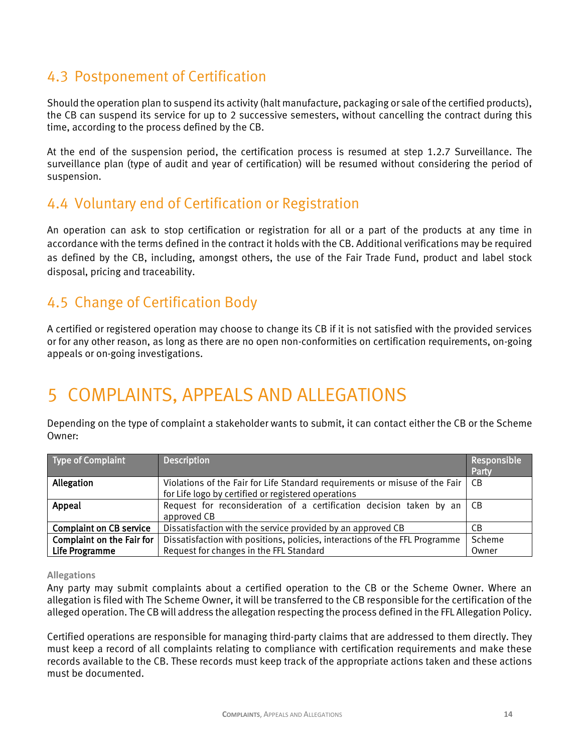## 4.3 Postponement of Certification

Should the operation plan to suspend its activity (halt manufacture, packaging or sale of the certified products), the CB can suspend its service for up to 2 successive semesters, without cancelling the contract during this time, according to the process defined by the CB.

At the end of the suspension period, the certification process is resumed at step 1.2.7 Surveillance. The surveillance plan (type of audit and year of certification) will be resumed without considering the period of suspension.

## 4.4 Voluntary end of Certification or Registration

An operation can ask to stop certification or registration for all or a part of the products at any time in accordance with the terms defined in the contract it holds with the CB. Additional verifications may be required as defined by the CB, including, amongst others, the use of the Fair Trade Fund, product and label stock disposal, pricing and traceability.

## 4.5 Change of Certification Body

A certified or registered operation may choose to change its CB if it is not satisfied with the provided services or for any other reason, as long as there are no open non-conformities on certification requirements, on-going appeals or on-going investigations.

# 5 COMPLAINTS, APPEALS AND ALLEGATIONS

Depending on the type of complaint a stakeholder wants to submit, it can contact either the CB or the Scheme Owner:

| Type of Complaint | Description | Responsible Party |
|---|---|---|
| **Allegation** | Violations of the Fair for Life Standard requirements or misuse of the Fair for Life logo by certified or registered operations | CB |
| **Appeal** | Request for reconsideration of a certification decision taken by an approved CB | CB |
| **Complaint on CB service** | Dissatisfaction with the service provided by an approved CB | CB |
| **Complaint on the Fair for Life Programme** | Dissatisfaction with positions, policies, interactions of the FFL Programme<br>Request for changes in the FFL Standard | Scheme Owner |

**Allegations**

Any party may submit complaints about a certified operation to the CB or the Scheme Owner. Where an allegation is filed with The Scheme Owner, it will be transferred to the CB responsible for the certification of the alleged operation. The CB will address the allegation respecting the process defined in the FFL Allegation Policy.

Certified operations are responsible for managing third-party claims that are addressed to them directly. They must keep a record of all complaints relating to compliance with certification requirements and make these records available to the CB. These records must keep track of the appropriate actions taken and these actions must be documented.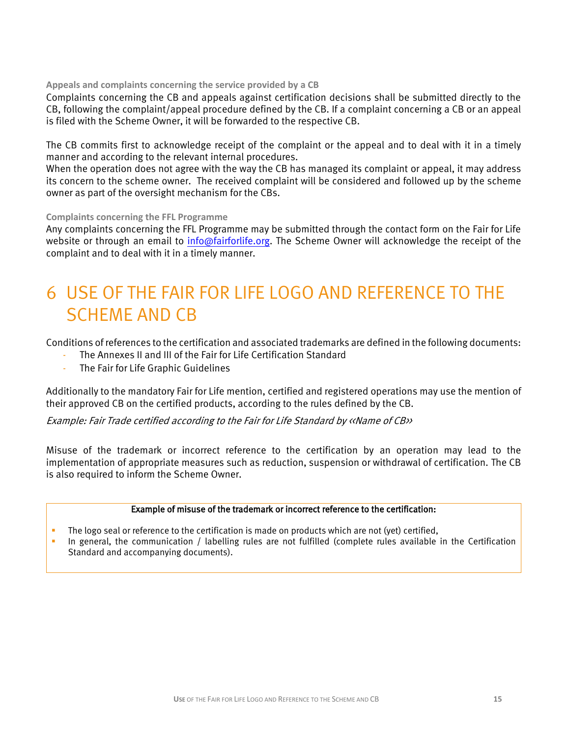**Appeals and complaints concerning the service provided by a CB**

Complaints concerning the CB and appeals against certification decisions shall be submitted directly to the CB, following the complaint/appeal procedure defined by the CB. If a complaint concerning a CB or an appeal is filed with the Scheme Owner, it will be forwarded to the respective CB.

The CB commits first to acknowledge receipt of the complaint or the appeal and to deal with it in a timely manner and according to the relevant internal procedures.
When the operation does not agree with the way the CB has managed its complaint or appeal, it may address its concern to the scheme owner. The received complaint will be considered and followed up by the scheme owner as part of the oversight mechanism for the CBs.

**Complaints concerning the FFL Programme**

Any complaints concerning the FFL Programme may be submitted through the contact form on the Fair for Life website or through an email to info@fairforlife.org. The Scheme Owner will acknowledge the receipt of the complaint and to deal with it in a timely manner.

# 6 USE OF THE FAIR FOR LIFE LOGO AND REFERENCE TO THE SCHEME AND CB

Conditions of references to the certification and associated trademarks are defined in the following documents:

- The Annexes II and III of the Fair for Life Certification Standard
- The Fair for Life Graphic Guidelines

Additionally to the mandatory Fair for Life mention, certified and registered operations may use the mention of their approved CB on the certified products, according to the rules defined by the CB.

*Example: Fair Trade certified according to the Fair for Life Standard by «Name of CB»*

Misuse of the trademark or incorrect reference to the certification by an operation may lead to the implementation of appropriate measures such as reduction, suspension or withdrawal of certification. The CB is also required to inform the Scheme Owner.

**Example of misuse of the trademark or incorrect reference to the certification:**

- The logo seal or reference to the certification is made on products which are not (yet) certified,
- In general, the communication / labelling rules are not fulfilled (complete rules available in the Certification Standard and accompanying documents).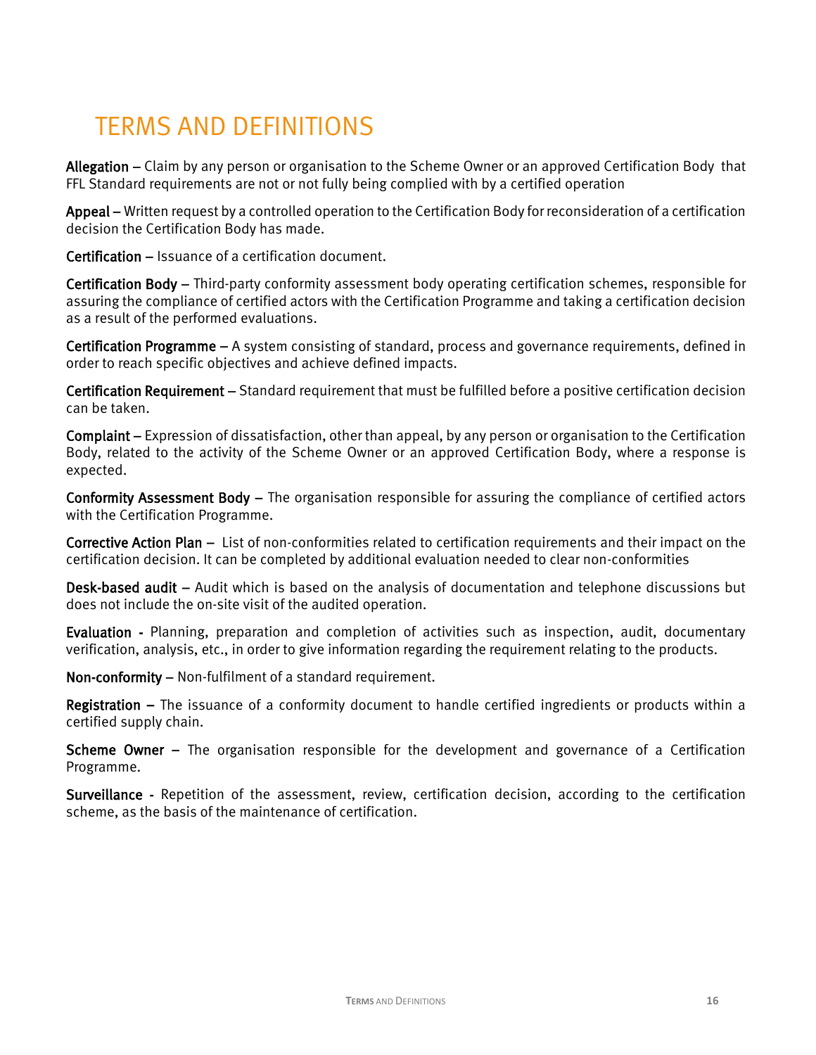# TERMS AND DEFINITIONS

**Allegation** – Claim by any person or organisation to the Scheme Owner or an approved Certification Body that FFL Standard requirements are not or not fully being complied with by a certified operation

**Appeal** – Written request by a controlled operation to the Certification Body for reconsideration of a certification decision the Certification Body has made.

**Certification** – Issuance of a certification document.

**Certification Body** – Third-party conformity assessment body operating certification schemes, responsible for assuring the compliance of certified actors with the Certification Programme and taking a certification decision as a result of the performed evaluations.

**Certification Programme** – A system consisting of standard, process and governance requirements, defined in order to reach specific objectives and achieve defined impacts.

**Certification Requirement** – Standard requirement that must be fulfilled before a positive certification decision can be taken.

**Complaint** – Expression of dissatisfaction, other than appeal, by any person or organisation to the Certification Body, related to the activity of the Scheme Owner or an approved Certification Body, where a response is expected.

**Conformity Assessment Body** – The organisation responsible for assuring the compliance of certified actors with the Certification Programme.

**Corrective Action Plan** – List of non-conformities related to certification requirements and their impact on the certification decision. It can be completed by additional evaluation needed to clear non-conformities

**Desk-based audit** – Audit which is based on the analysis of documentation and telephone discussions but does not include the on-site visit of the audited operation.

**Evaluation** - Planning, preparation and completion of activities such as inspection, audit, documentary verification, analysis, etc., in order to give information regarding the requirement relating to the products.

**Non-conformity** – Non-fulfilment of a standard requirement.

**Registration** – The issuance of a conformity document to handle certified ingredients or products within a certified supply chain.

**Scheme Owner** – The organisation responsible for the development and governance of a Certification Programme.

**Surveillance** - Repetition of the assessment, review, certification decision, according to the certification scheme, as the basis of the maintenance of certification.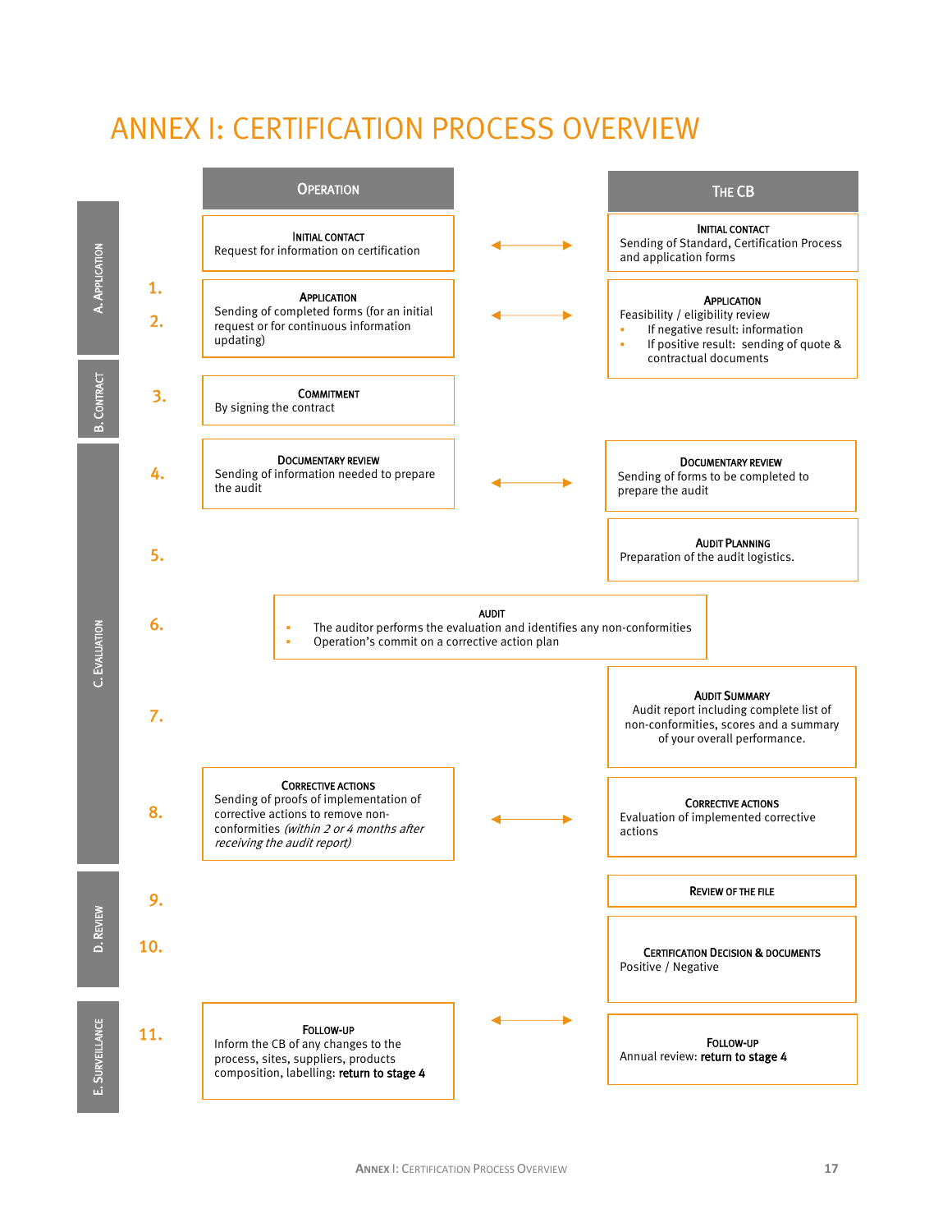# ANNEX I: CERTIFICATION PROCESS OVERVIEW

| Phase | Step | Operation | | The CB |
|---|---|---|---|---|
| A. Application | | **Initial contact**<br>Request for information on certification | ↔ | **Initial contact**<br>Sending of Standard, Certification Process and application forms |
| A. Application | 1.<br>2. | **Application**<br>Sending of completed forms (for an initial request or for continuous information updating) | ↔ | **Application**<br>Feasibility / eligibility review<br>▪ If negative result: information<br>▪ If positive result: sending of quote & contractual documents |
| B. Contract | 3. | **Commitment**<br>By signing the contract | | |
| C. Evaluation | 4. | **Documentary review**<br>Sending of information needed to prepare the audit | ↔ | **Documentary review**<br>Sending of forms to be completed to prepare the audit |
| C. Evaluation | 5. | | | **Audit Planning**<br>Preparation of the audit logistics. |
| C. Evaluation | 6. | **Audit**<br>▪ The auditor performs the evaluation and identifies any non-conformities<br>▪ Operation's commit on a corrective action plan | | |
| C. Evaluation | 7. | | | **Audit Summary**<br>Audit report including complete list of non-conformities, scores and a summary of your overall performance. |
| C. Evaluation | 8. | **Corrective actions**<br>Sending of proofs of implementation of corrective actions to remove non-conformities *(within 2 or 4 months after receiving the audit report)* | ↔ | **Corrective actions**<br>Evaluation of implemented corrective actions |
| D. Review | 9. | | | **Review of the file** |
| D. Review | 10. | | | **Certification decision & documents**<br>Positive / Negative |
| E. Surveillance | 11. | **Follow-up**<br>Inform the CB of any changes to the process, sites, suppliers, products composition, labelling: **return to stage 4** | ↔ | **Follow-up**<br>Annual review: **return to stage 4** |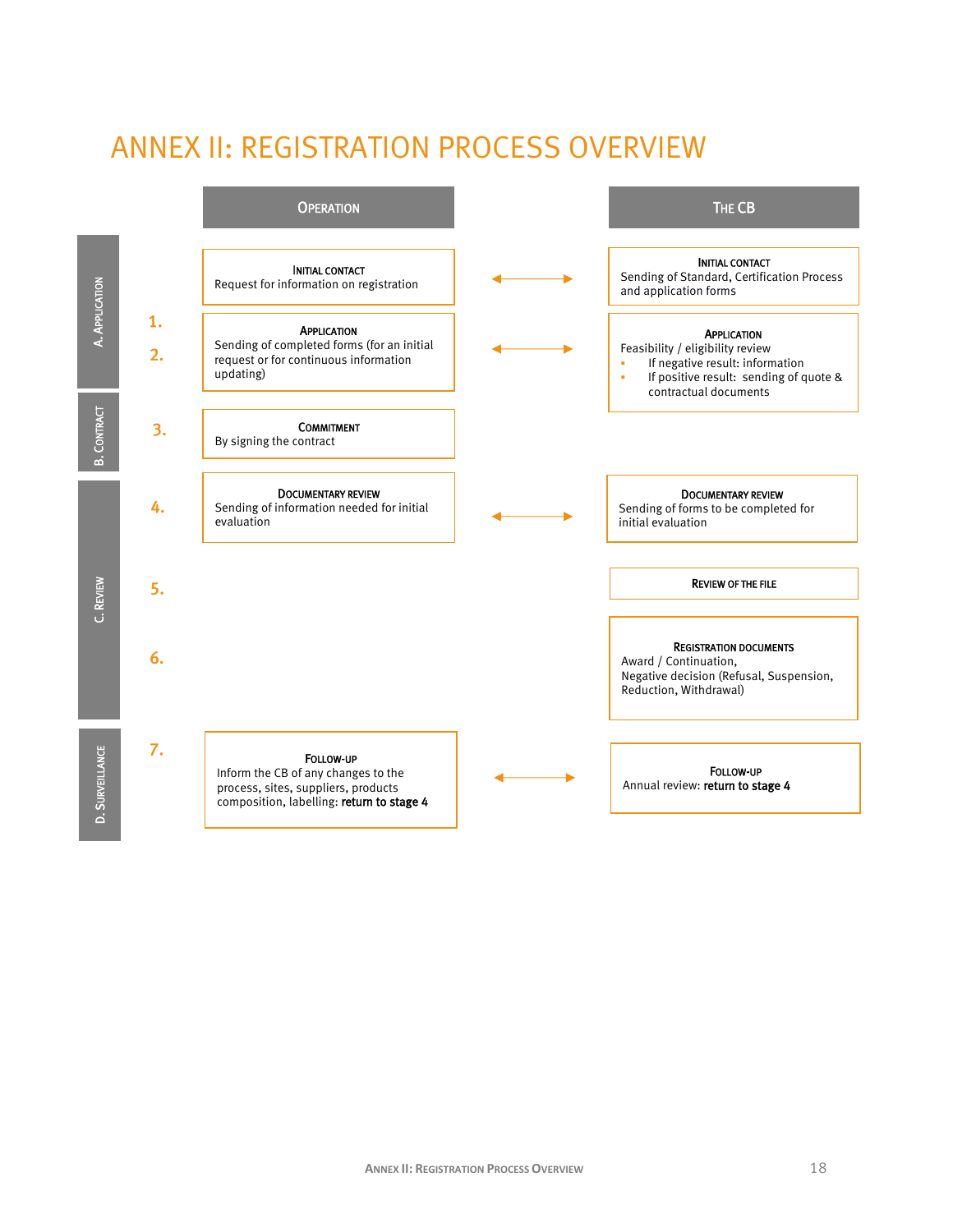# ANNEX II: REGISTRATION PROCESS OVERVIEW

| | | Operation | | The CB |
|---|---|---|---|---|
| A. Application | | **Initial contact** Request for information on registration | ↔ | **Initial contact** Sending of Standard, Certification Process and application forms |
| | 1. 2. | **Application** Sending of completed forms (for an initial request or for continuous information updating) | ↔ | **Application** Feasibility / eligibility review<br>▪ If negative result: information<br>▪ If positive result: sending of quote & contractual documents |
| B. Contract | 3. | **Commitment** By signing the contract | | |
| C. Review | 4. | **Documentary review** Sending of information needed for initial evaluation | ↔ | **Documentary review** Sending of forms to be completed for initial evaluation |
| | 5. | | | **Review of the file** |
| | 6. | | | **Registration documents** Award / Continuation, Negative decision (Refusal, Suspension, Reduction, Withdrawal) |
| D. Surveillance | 7. | **Follow-up** Inform the CB of any changes to the process, sites, suppliers, products composition, labelling: **return to stage 4** | ↔ | **Follow-up** Annual review: **return to stage 4** |